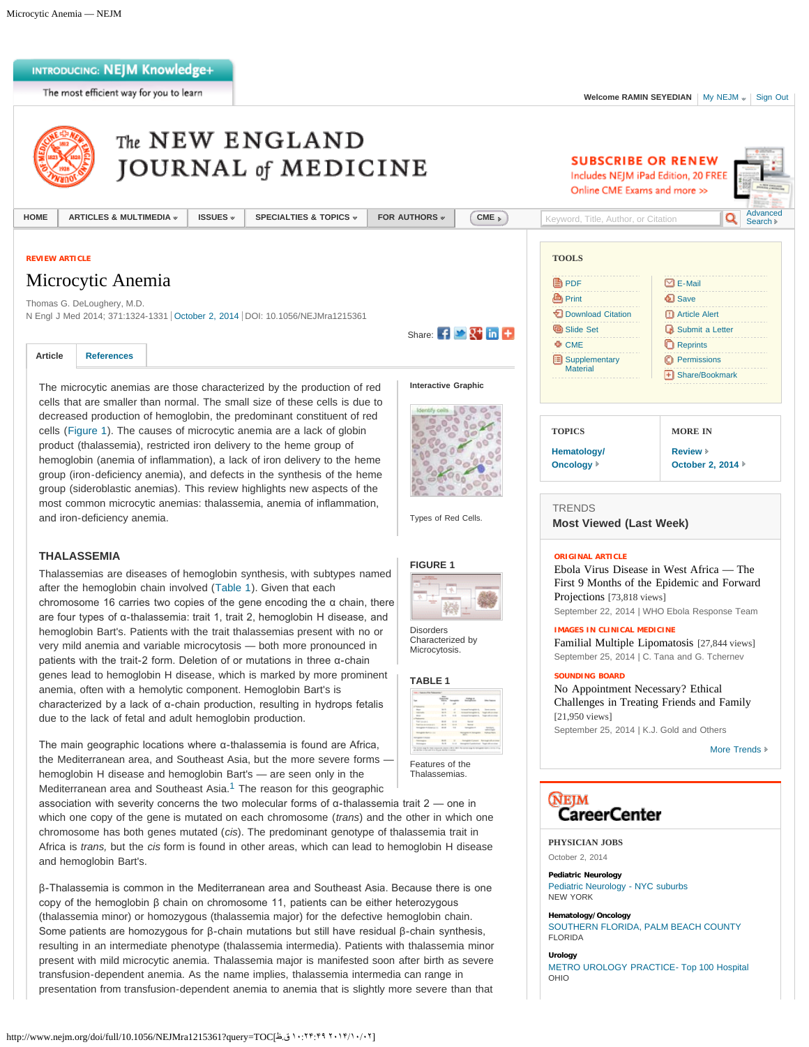REVIEW ARTICLE

# Microcytic Anemia

Thomas G. DeLoughery, M.D.

N Engl J Med 2014; 371:1324-1331 | October 2, 2014 | DOI: 10.1056/NEJMra1215361

The microcytic anemias are those characterized by the production of red cells that are smaller than normal. The small size of these cells is due to decreased production of hemoglobin, the predominant constituent of red cells (Figure 1). The causes of microcytic anemia are a lack of globin product (thalassemia), restricted iron delivery to the heme group of hemoglobin (anemia of inflammation), a lack of iron delivery to the heme group (iron-deficiency anemia), and defects in the synthesis of the heme group (sideroblastic anemias). This review highlights new aspects of the most common microcytic anemias: thalassemia, anemia of inflammation, and iron-deficiency anemia.

Interactive Graphic

Types of Red Cells.

## THALASSEMIA

Thalassemias are diseases of hemoglobin synthesis, with subtypes named after the hemoglobin chain involved (Table 1). Given that each chromosome 16 carries two copies of the gene encoding the α chain, there are four types of α-thalassemia: trait 1, trait 2, hemoglobin H disease, and hemoglobin Bart's. Patients with the trait thalassemias present with no or very mild anemia and variable microcytosis — both more pronounced in patients with the trait-2 form. Deletion of or mutations in three α-chain genes lead to hemoglobin H disease, which is marked by more prominent anemia, often with a hemolytic component. Hemoglobin Bart's is characterized by a lack of α-chain production, resulting in hydrops fetalis due to the lack of fetal and adult hemoglobin production.

FIGURE 1

Disorders Characterized by Microcytosis.

TABLE 1

Features of the Thalassemias.

The main geographic locations where α-thalassemia is found are Africa, the Mediterranean area, and Southeast Asia, but the more severe forms — hemoglobin H disease and hemoglobin Bart's — are seen only in the Mediterranean area and Southeast Asia.[1] The reason for this geographic association with severity concerns the two molecular forms of α-thalassemia trait 2 — one in which one copy of the gene is mutated on each chromosome (*trans*) and the other in which one chromosome has both genes mutated (*cis*). The predominant genotype of thalassemia trait in Africa is *trans,* but the *cis* form is found in other areas, which can lead to hemoglobin H disease and hemoglobin Bart's.

β-Thalassemia is common in the Mediterranean area and Southeast Asia. Because there is one copy of the hemoglobin β chain on chromosome 11, patients can be either heterozygous (thalassemia minor) or homozygous (thalassemia major) for the defective hemoglobin chain. Some patients are homozygous for β-chain mutations but still have residual β-chain synthesis, resulting in an intermediate phenotype (thalassemia intermedia). Patients with thalassemia minor present with mild microcytic anemia. Thalassemia major is manifested soon after birth as severe transfusion-dependent anemia. As the name implies, thalassemia intermedia can range in presentation from transfusion-dependent anemia to anemia that is slightly more severe than that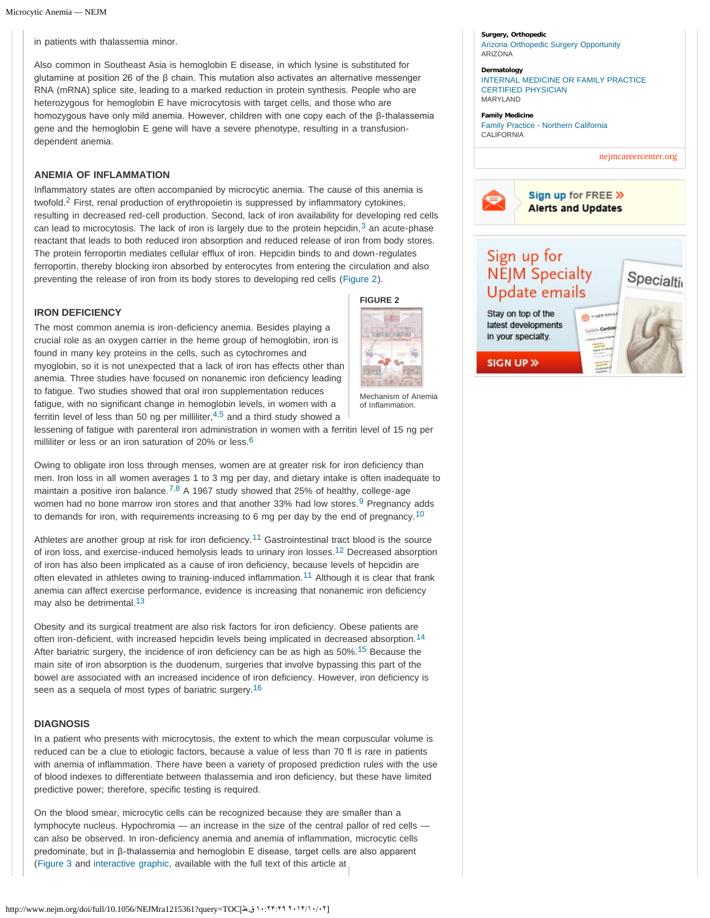in patients with thalassemia minor.

Also common in Southeast Asia is hemoglobin E disease, in which lysine is substituted for glutamine at position 26 of the β chain. This mutation also activates an alternative messenger RNA (mRNA) splice site, leading to a marked reduction in protein synthesis. People who are heterozygous for hemoglobin E have microcytosis with target cells, and those who are homozygous have only mild anemia. However, children with one copy each of the β-thalassemia gene and the hemoglobin E gene will have a severe phenotype, resulting in a transfusion-dependent anemia.

## ANEMIA OF INFLAMMATION

Inflammatory states are often accompanied by microcytic anemia. The cause of this anemia is twofold.[2] First, renal production of erythropoietin is suppressed by inflammatory cytokines, resulting in decreased red-cell production. Second, lack of iron availability for developing red cells can lead to microcytosis. The lack of iron is largely due to the protein hepcidin,[3] an acute-phase reactant that leads to both reduced iron absorption and reduced release of iron from body stores. The protein ferroportin mediates cellular efflux of iron. Hepcidin binds to and down-regulates ferroportin, thereby blocking iron absorbed by enterocytes from entering the circulation and also preventing the release of iron from its body stores to developing red cells (Figure 2).

**FIGURE 2**

Mechanism of Anemia of Inflammation.

## IRON DEFICIENCY

The most common anemia is iron-deficiency anemia. Besides playing a crucial role as an oxygen carrier in the heme group of hemoglobin, iron is found in many key proteins in the cells, such as cytochromes and myoglobin, so it is not unexpected that a lack of iron has effects other than anemia. Three studies have focused on nonanemic iron deficiency leading to fatigue. Two studies showed that oral iron supplementation reduces fatigue, with no significant change in hemoglobin levels, in women with a ferritin level of less than 50 ng per milliliter,[4,5] and a third study showed a lessening of fatigue with parenteral iron administration in women with a ferritin level of 15 ng per milliliter or less or an iron saturation of 20% or less.[6]

Owing to obligate iron loss through menses, women are at greater risk for iron deficiency than men. Iron loss in all women averages 1 to 3 mg per day, and dietary intake is often inadequate to maintain a positive iron balance.[7,8] A 1967 study showed that 25% of healthy, college-age women had no bone marrow iron stores and that another 33% had low stores.[9] Pregnancy adds to demands for iron, with requirements increasing to 6 mg per day by the end of pregnancy.[10]

Athletes are another group at risk for iron deficiency.[11] Gastrointestinal tract blood is the source of iron loss, and exercise-induced hemolysis leads to urinary iron losses.[12] Decreased absorption of iron has also been implicated as a cause of iron deficiency, because levels of hepcidin are often elevated in athletes owing to training-induced inflammation.[11] Although it is clear that frank anemia can affect exercise performance, evidence is increasing that nonanemic iron deficiency may also be detrimental.[13]

Obesity and its surgical treatment are also risk factors for iron deficiency. Obese patients are often iron-deficient, with increased hepcidin levels being implicated in decreased absorption.[14] After bariatric surgery, the incidence of iron deficiency can be as high as 50%.[15] Because the main site of iron absorption is the duodenum, surgeries that involve bypassing this part of the bowel are associated with an increased incidence of iron deficiency. However, iron deficiency is seen as a sequela of most types of bariatric surgery.[16]

## DIAGNOSIS

In a patient who presents with microcytosis, the extent to which the mean corpuscular volume is reduced can be a clue to etiologic factors, because a value of less than 70 fl is rare in patients with anemia of inflammation. There have been a variety of proposed prediction rules with the use of blood indexes to differentiate between thalassemia and iron deficiency, but these have limited predictive power; therefore, specific testing is required.

On the blood smear, microcytic cells can be recognized because they are smaller than a lymphocyte nucleus. Hypochromia — an increase in the size of the central pallor of red cells — can also be observed. In iron-deficiency anemia and anemia of inflammation, microcytic cells predominate, but in β-thalassemia and hemoglobin E disease, target cells are also apparent (Figure 3 and interactive graphic, available with the full text of this article at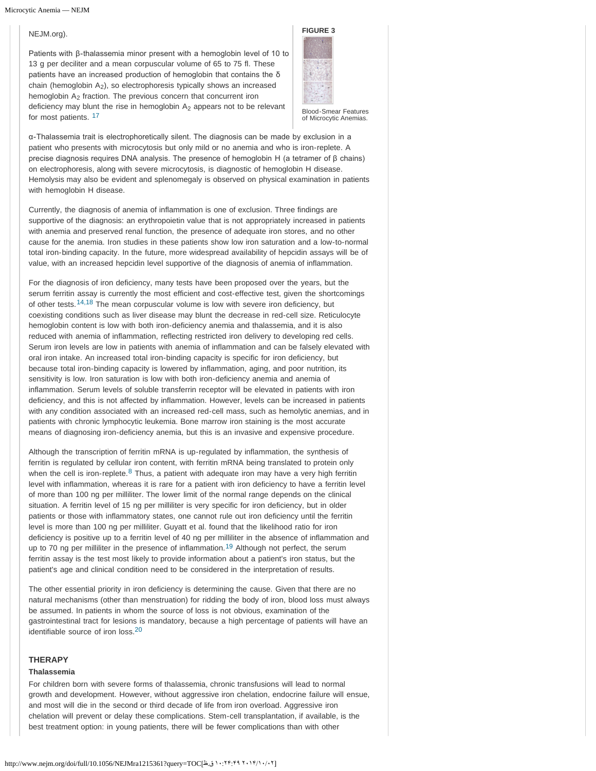NEJM.org).

Patients with β-thalassemia minor present with a hemoglobin level of 10 to 13 g per deciliter and a mean corpuscular volume of 65 to 75 fl. These patients have an increased production of hemoglobin that contains the δ chain (hemoglobin $A_2$), so electrophoresis typically shows an increased hemoglobin $A_2$ fraction. The previous concern that concurrent iron deficiency may blunt the rise in hemoglobin $A_2$ appears not to be relevant for most patients.[17]

**FIGURE 3**

Blood-Smear Features of Microcytic Anemias.

α-Thalassemia trait is electrophoretically silent. The diagnosis can be made by exclusion in a patient who presents with microcytosis but only mild or no anemia and who is iron-replete. A precise diagnosis requires DNA analysis. The presence of hemoglobin H (a tetramer of β chains) on electrophoresis, along with severe microcytosis, is diagnostic of hemoglobin H disease. Hemolysis may also be evident and splenomegaly is observed on physical examination in patients with hemoglobin H disease.

Currently, the diagnosis of anemia of inflammation is one of exclusion. Three findings are supportive of the diagnosis: an erythropoietin value that is not appropriately increased in patients with anemia and preserved renal function, the presence of adequate iron stores, and no other cause for the anemia. Iron studies in these patients show low iron saturation and a low-to-normal total iron-binding capacity. In the future, more widespread availability of hepcidin assays will be of value, with an increased hepcidin level supportive of the diagnosis of anemia of inflammation.

For the diagnosis of iron deficiency, many tests have been proposed over the years, but the serum ferritin assay is currently the most efficient and cost-effective test, given the shortcomings of other tests.[14,18] The mean corpuscular volume is low with severe iron deficiency, but coexisting conditions such as liver disease may blunt the decrease in red-cell size. Reticulocyte hemoglobin content is low with both iron-deficiency anemia and thalassemia, and it is also reduced with anemia of inflammation, reflecting restricted iron delivery to developing red cells. Serum iron levels are low in patients with anemia of inflammation and can be falsely elevated with oral iron intake. An increased total iron-binding capacity is specific for iron deficiency, but because total iron-binding capacity is lowered by inflammation, aging, and poor nutrition, its sensitivity is low. Iron saturation is low with both iron-deficiency anemia and anemia of inflammation. Serum levels of soluble transferrin receptor will be elevated in patients with iron deficiency, and this is not affected by inflammation. However, levels can be increased in patients with any condition associated with an increased red-cell mass, such as hemolytic anemias, and in patients with chronic lymphocytic leukemia. Bone marrow iron staining is the most accurate means of diagnosing iron-deficiency anemia, but this is an invasive and expensive procedure.

Although the transcription of ferritin mRNA is up-regulated by inflammation, the synthesis of ferritin is regulated by cellular iron content, with ferritin mRNA being translated to protein only when the cell is iron-replete.[8] Thus, a patient with adequate iron may have a very high ferritin level with inflammation, whereas it is rare for a patient with iron deficiency to have a ferritin level of more than 100 ng per milliliter. The lower limit of the normal range depends on the clinical situation. A ferritin level of 15 ng per milliliter is very specific for iron deficiency, but in older patients or those with inflammatory states, one cannot rule out iron deficiency until the ferritin level is more than 100 ng per milliliter. Guyatt et al. found that the likelihood ratio for iron deficiency is positive up to a ferritin level of 40 ng per milliliter in the absence of inflammation and up to 70 ng per milliliter in the presence of inflammation.[19] Although not perfect, the serum ferritin assay is the test most likely to provide information about a patient's iron status, but the patient's age and clinical condition need to be considered in the interpretation of results.

The other essential priority in iron deficiency is determining the cause. Given that there are no natural mechanisms (other than menstruation) for ridding the body of iron, blood loss must always be assumed. In patients in whom the source of loss is not obvious, examination of the gastrointestinal tract for lesions is mandatory, because a high percentage of patients will have an identifiable source of iron loss.[20]

## THERAPY

### Thalassemia

For children born with severe forms of thalassemia, chronic transfusions will lead to normal growth and development. However, without aggressive iron chelation, endocrine failure will ensue, and most will die in the second or third decade of life from iron overload. Aggressive iron chelation will prevent or delay these complications. Stem-cell transplantation, if available, is the best treatment option: in young patients, there will be fewer complications than with other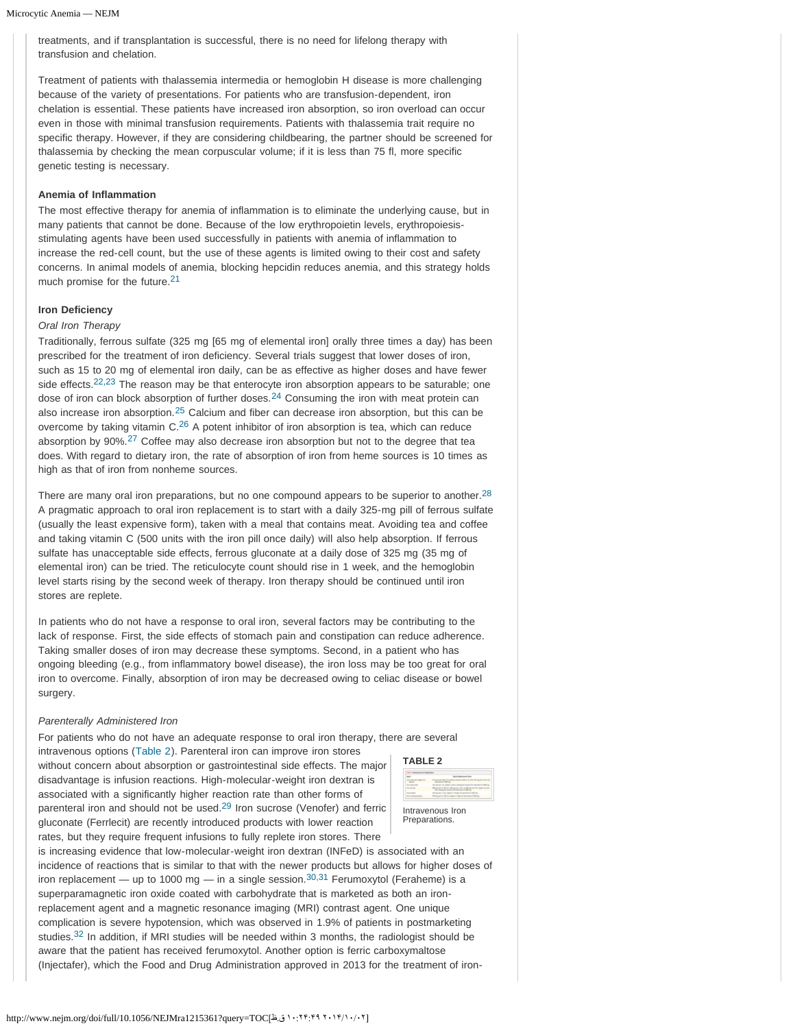treatments, and if transplantation is successful, there is no need for lifelong therapy with transfusion and chelation.

Treatment of patients with thalassemia intermedia or hemoglobin H disease is more challenging because of the variety of presentations. For patients who are transfusion-dependent, iron chelation is essential. These patients have increased iron absorption, so iron overload can occur even in those with minimal transfusion requirements. Patients with thalassemia trait require no specific therapy. However, if they are considering childbearing, the partner should be screened for thalassemia by checking the mean corpuscular volume; if it is less than 75 fl, more specific genetic testing is necessary.

### Anemia of Inflammation

The most effective therapy for anemia of inflammation is to eliminate the underlying cause, but in many patients that cannot be done. Because of the low erythropoietin levels, erythropoiesis-stimulating agents have been used successfully in patients with anemia of inflammation to increase the red-cell count, but the use of these agents is limited owing to their cost and safety concerns. In animal models of anemia, blocking hepcidin reduces anemia, and this strategy holds much promise for the future.[21]

### Iron Deficiency

*Oral Iron Therapy*

Traditionally, ferrous sulfate (325 mg [65 mg of elemental iron] orally three times a day) has been prescribed for the treatment of iron deficiency. Several trials suggest that lower doses of iron, such as 15 to 20 mg of elemental iron daily, can be as effective as higher doses and have fewer side effects.[22,23] The reason may be that enterocyte iron absorption appears to be saturable; one dose of iron can block absorption of further doses.[24] Consuming the iron with meat protein can also increase iron absorption.[25] Calcium and fiber can decrease iron absorption, but this can be overcome by taking vitamin C.[26] A potent inhibitor of iron absorption is tea, which can reduce absorption by 90%.[27] Coffee may also decrease iron absorption but not to the degree that tea does. With regard to dietary iron, the rate of absorption of iron from heme sources is 10 times as high as that of iron from nonheme sources.

There are many oral iron preparations, but no one compound appears to be superior to another.[28] A pragmatic approach to oral iron replacement is to start with a daily 325-mg pill of ferrous sulfate (usually the least expensive form), taken with a meal that contains meat. Avoiding tea and coffee and taking vitamin C (500 units with the iron pill once daily) will also help absorption. If ferrous sulfate has unacceptable side effects, ferrous gluconate at a daily dose of 325 mg (35 mg of elemental iron) can be tried. The reticulocyte count should rise in 1 week, and the hemoglobin level starts rising by the second week of therapy. Iron therapy should be continued until iron stores are replete.

In patients who do not have a response to oral iron, several factors may be contributing to the lack of response. First, the side effects of stomach pain and constipation can reduce adherence. Taking smaller doses of iron may decrease these symptoms. Second, in a patient who has ongoing bleeding (e.g., from inflammatory bowel disease), the iron loss may be too great for oral iron to overcome. Finally, absorption of iron may be decreased owing to celiac disease or bowel surgery.

*Parenterally Administered Iron*

For patients who do not have an adequate response to oral iron therapy, there are several intravenous options (Table 2). Parenteral iron can improve iron stores without concern about absorption or gastrointestinal side effects. The major disadvantage is infusion reactions. High-molecular-weight iron dextran is associated with a significantly higher reaction rate than other forms of parenteral iron and should not be used.[29] Iron sucrose (Venofer) and ferric gluconate (Ferrlecit) are recently introduced products with lower reaction rates, but they require frequent infusions to fully replete iron stores. There is increasing evidence that low-molecular-weight iron dextran (INFeD) is associated with an incidence of reactions that is similar to that with the newer products but allows for higher doses of iron replacement — up to 1000 mg — in a single session.[30,31] Ferumoxytol (Feraheme) is a superparamagnetic iron oxide coated with carbohydrate that is marketed as both an iron-replacement agent and a magnetic resonance imaging (MRI) contrast agent. One unique complication is severe hypotension, which was observed in 1.9% of patients in postmarketing studies.[32] In addition, if MRI studies will be needed within 3 months, the radiologist should be aware that the patient has received ferumoxytol. Another option is ferric carboxymaltose (Injectafer), which the Food and Drug Administration approved in 2013 for the treatment of iron-

**TABLE 2**

Intravenous Iron Preparations.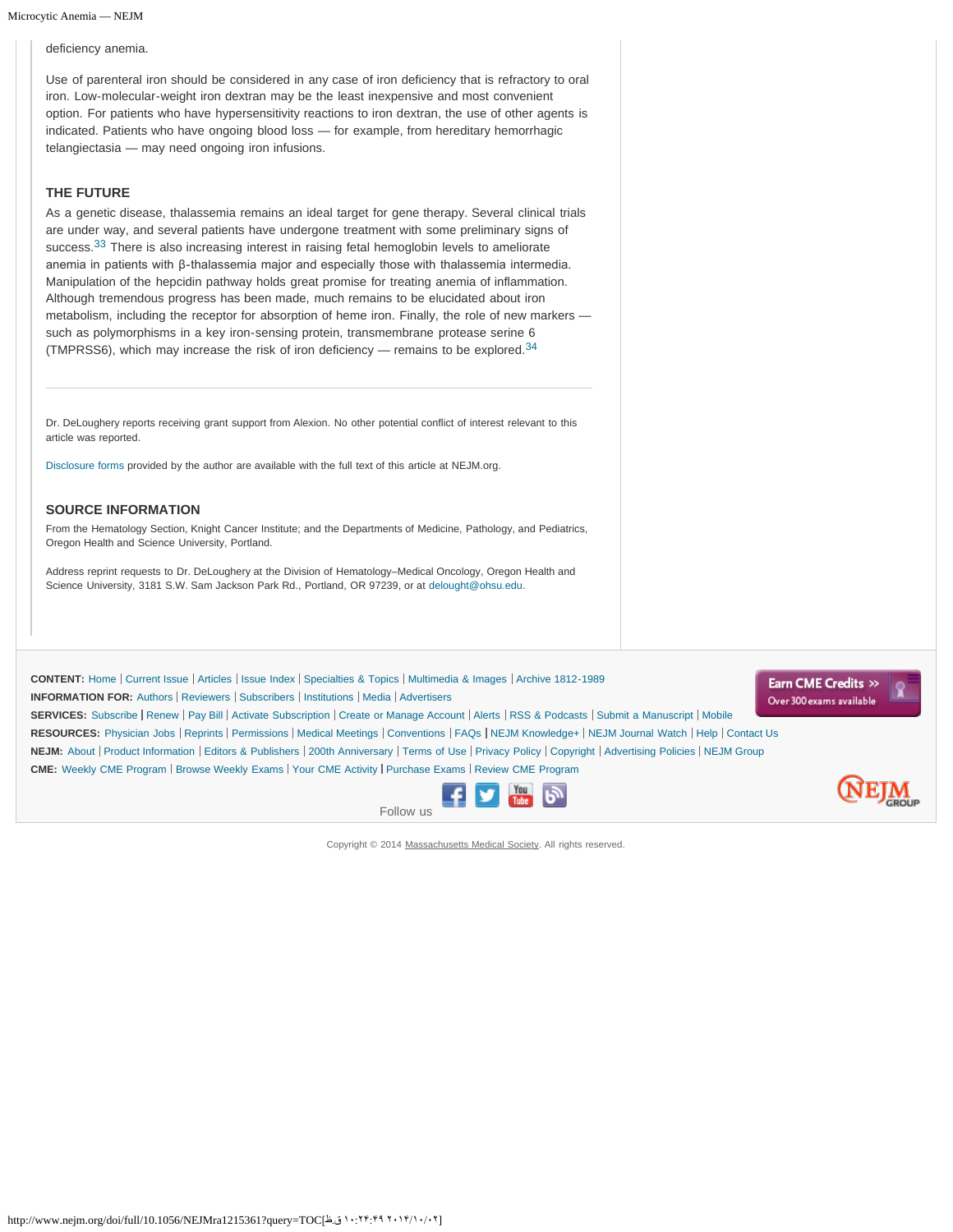deficiency anemia.

Use of parenteral iron should be considered in any case of iron deficiency that is refractory to oral iron. Low-molecular-weight iron dextran may be the least inexpensive and most convenient option. For patients who have hypersensitivity reactions to iron dextran, the use of other agents is indicated. Patients who have ongoing blood loss — for example, from hereditary hemorrhagic telangiectasia — may need ongoing iron infusions.

## THE FUTURE

As a genetic disease, thalassemia remains an ideal target for gene therapy. Several clinical trials are under way, and several patients have undergone treatment with some preliminary signs of success.[33] There is also increasing interest in raising fetal hemoglobin levels to ameliorate anemia in patients with β-thalassemia major and especially those with thalassemia intermedia. Manipulation of the hepcidin pathway holds great promise for treating anemia of inflammation. Although tremendous progress has been made, much remains to be elucidated about iron metabolism, including the receptor for absorption of heme iron. Finally, the role of new markers — such as polymorphisms in a key iron-sensing protein, transmembrane protease serine 6 (TMPRSS6), which may increase the risk of iron deficiency — remains to be explored.[34]

---

Dr. DeLoughery reports receiving grant support from Alexion. No other potential conflict of interest relevant to this article was reported.

Disclosure forms provided by the author are available with the full text of this article at NEJM.org.

## SOURCE INFORMATION

From the Hematology Section, Knight Cancer Institute; and the Departments of Medicine, Pathology, and Pediatrics, Oregon Health and Science University, Portland.

Address reprint requests to Dr. DeLoughery at the Division of Hematology–Medical Oncology, Oregon Health and Science University, 3181 S.W. Sam Jackson Park Rd., Portland, OR 97239, or at delought@ohsu.edu.

**CONTENT:** Home | Current Issue | Articles | Issue Index | Specialties & Topics | Multimedia & Images | Archive 1812-1989
**INFORMATION FOR:** Authors | Reviewers | Subscribers | Institutions | Media | Advertisers
**SERVICES:** Subscribe | Renew | Pay Bill | Activate Subscription | Create or Manage Account | Alerts | RSS & Podcasts | Submit a Manuscript | Mobile
**RESOURCES:** Physician Jobs | Reprints | Permissions | Medical Meetings | Conventions | FAQs | NEJM Knowledge+ | NEJM Journal Watch | Help | Contact Us
**NEJM:** About | Product Information | Editors & Publishers | 200th Anniversary | Terms of Use | Privacy Policy | Copyright | Advertising Policies | NEJM Group
**CME:** Weekly CME Program | Browse Weekly Exams | Your CME Activity | Purchase Exams | Review CME Program

Earn CME Credits >> Over 300 exams available

Follow us

Copyright © 2014 Massachusetts Medical Society. All rights reserved.